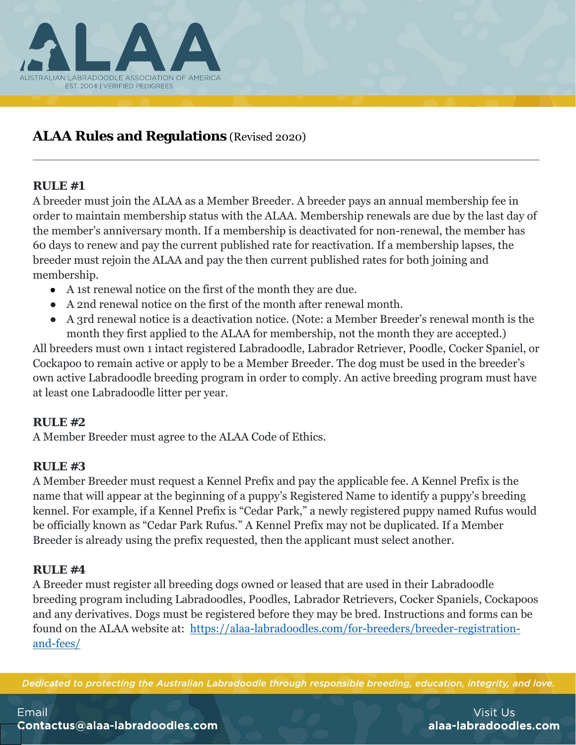# ALAA Rules and Regulations (Revised 2020)

---

**RULE #1**

A breeder must join the ALAA as a Member Breeder. A breeder pays an annual membership fee in order to maintain membership status with the ALAA. Membership renewals are due by the last day of the member's anniversary month. If a membership is deactivated for non-renewal, the member has 60 days to renew and pay the current published rate for reactivation. If a membership lapses, the breeder must rejoin the ALAA and pay the then current published rates for both joining and membership.

- A 1st renewal notice on the first of the month they are due.
- A 2nd renewal notice on the first of the month after renewal month.
- A 3rd renewal notice is a deactivation notice. (Note: a Member Breeder's renewal month is the month they first applied to the ALAA for membership, not the month they are accepted.)

All breeders must own 1 intact registered Labradoodle, Labrador Retriever, Poodle, Cocker Spaniel, or Cockapoo to remain active or apply to be a Member Breeder. The dog must be used in the breeder's own active Labradoodle breeding program in order to comply. An active breeding program must have at least one Labradoodle litter per year.

**RULE #2**

A Member Breeder must agree to the ALAA Code of Ethics.

**RULE #3**

A Member Breeder must request a Kennel Prefix and pay the applicable fee. A Kennel Prefix is the name that will appear at the beginning of a puppy's Registered Name to identify a puppy's breeding kennel. For example, if a Kennel Prefix is "Cedar Park," a newly registered puppy named Rufus would be officially known as "Cedar Park Rufus." A Kennel Prefix may not be duplicated. If a Member Breeder is already using the prefix requested, then the applicant must select another.

**RULE #4**

A Breeder must register all breeding dogs owned or leased that are used in their Labradoodle breeding program including Labradoodles, Poodles, Labrador Retrievers, Cocker Spaniels, Cockapoos and any derivatives. Dogs must be registered before they may be bred. Instructions and forms can be found on the ALAA website at: [https://alaa-labradoodles.com/for-breeders/breeder-registration-and-fees/](https://alaa-labradoodles.com/for-breeders/breeder-registration-and-fees/)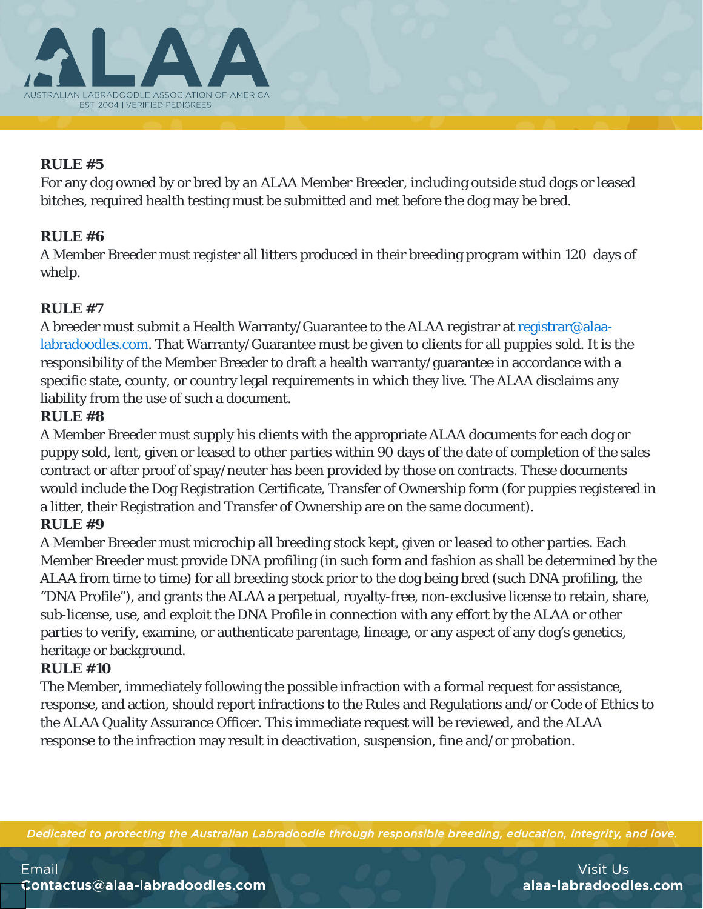**RULE #5**

For any dog owned by or bred by an ALAA Member Breeder, including outside stud dogs or leased bitches, required health testing must be submitted and met before the dog may be bred.

**RULE #6**

A Member Breeder must register all litters produced in their breeding program within 120 days of whelp.

**RULE #7**

A breeder must submit a Health Warranty/Guarantee to the ALAA registrar at registrar@alaa-labradoodles.com. That Warranty/Guarantee must be given to clients for all puppies sold. It is the responsibility of the Member Breeder to draft a health warranty/guarantee in accordance with a specific state, county, or country legal requirements in which they live. The ALAA disclaims any liability from the use of such a document.

**RULE #8**

A Member Breeder must supply his clients with the appropriate ALAA documents for each dog or puppy sold, lent, given or leased to other parties within 90 days of the date of completion of the sales contract or after proof of spay/neuter has been provided by those on contracts. These documents would include the Dog Registration Certificate, Transfer of Ownership form (for puppies registered in a litter, their Registration and Transfer of Ownership are on the same document).

**RULE #9**

A Member Breeder must microchip all breeding stock kept, given or leased to other parties. Each Member Breeder must provide DNA profiling (in such form and fashion as shall be determined by the ALAA from time to time) for all breeding stock prior to the dog being bred (such DNA profiling, the "DNA Profile"), and grants the ALAA a perpetual, royalty-free, non-exclusive license to retain, share, sub-license, use, and exploit the DNA Profile in connection with any effort by the ALAA or other parties to verify, examine, or authenticate parentage, lineage, or any aspect of any dog's genetics, heritage or background.

**RULE #10**

The Member, immediately following the possible infraction with a formal request for assistance, response, and action, should report infractions to the Rules and Regulations and/or Code of Ethics to the ALAA Quality Assurance Officer. This immediate request will be reviewed, and the ALAA response to the infraction may result in deactivation, suspension, fine and/or probation.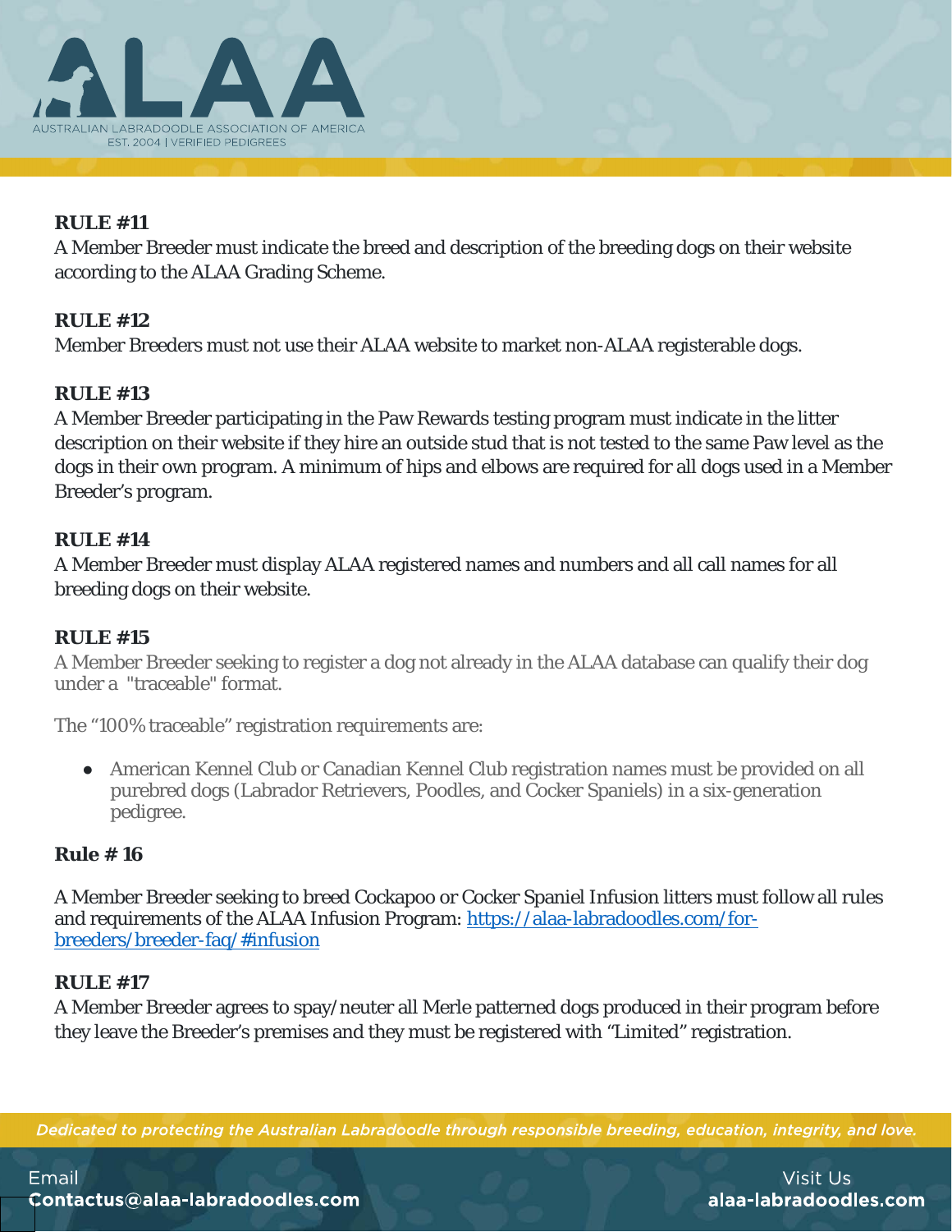**RULE #11**
A Member Breeder must indicate the breed and description of the breeding dogs on their website according to the ALAA Grading Scheme.

**RULE #12**
Member Breeders must not use their ALAA website to market non-ALAA registerable dogs.

**RULE #13**
A Member Breeder participating in the Paw Rewards testing program must indicate in the litter description on their website if they hire an outside stud that is not tested to the same Paw level as the dogs in their own program. A minimum of hips and elbows are required for all dogs used in a Member Breeder's program.

**RULE #14**
A Member Breeder must display ALAA registered names and numbers and all call names for all breeding dogs on their website.

**RULE #15**
A Member Breeder seeking to register a dog not already in the ALAA database can qualify their dog under a "traceable" format.

The "100% traceable" registration requirements are:

- American Kennel Club or Canadian Kennel Club registration names must be provided on all purebred dogs (Labrador Retrievers, Poodles, and Cocker Spaniels) in a six-generation pedigree.

**Rule # 16**

A Member Breeder seeking to breed Cockapoo or Cocker Spaniel Infusion litters must follow all rules and requirements of the ALAA Infusion Program: [https://alaa-labradoodles.com/for-breeders/breeder-faq/#infusion](https://alaa-labradoodles.com/for-breeders/breeder-faq/#infusion)

**RULE #17**
A Member Breeder agrees to spay/neuter all Merle patterned dogs produced in their program before they leave the Breeder's premises and they must be registered with "Limited" registration.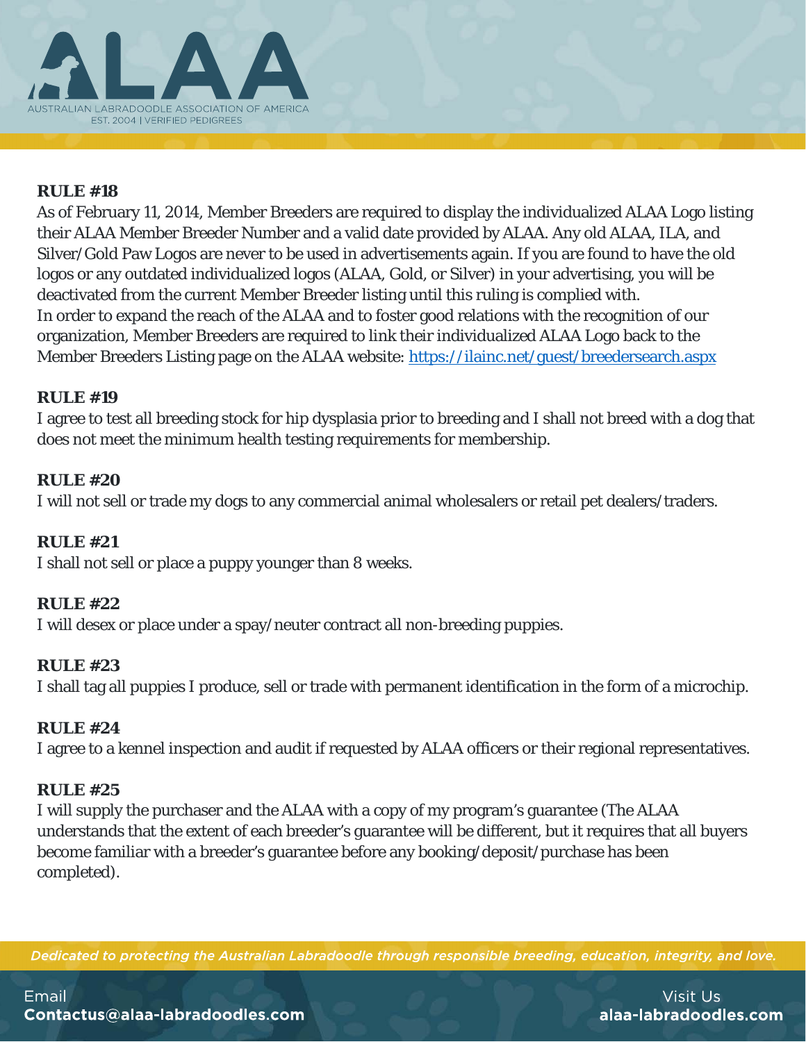**RULE #18**

As of February 11, 2014, Member Breeders are required to display the individualized ALAA Logo listing their ALAA Member Breeder Number and a valid date provided by ALAA. Any old ALAA, ILA, and Silver/Gold Paw Logos are never to be used in advertisements again. If you are found to have the old logos or any outdated individualized logos (ALAA, Gold, or Silver) in your advertising, you will be deactivated from the current Member Breeder listing until this ruling is complied with. In order to expand the reach of the ALAA and to foster good relations with the recognition of our organization, Member Breeders are required to link their individualized ALAA Logo back to the Member Breeders Listing page on the ALAA website: [https://ilainc.net/guest/breedersearch.aspx](https://ilainc.net/guest/breedersearch.aspx)

**RULE #19**

I agree to test all breeding stock for hip dysplasia prior to breeding and I shall not breed with a dog that does not meet the minimum health testing requirements for membership.

**RULE #20**

I will not sell or trade my dogs to any commercial animal wholesalers or retail pet dealers/traders.

**RULE #21**

I shall not sell or place a puppy younger than 8 weeks.

**RULE #22**

I will desex or place under a spay/neuter contract all non-breeding puppies.

**RULE #23**

I shall tag all puppies I produce, sell or trade with permanent identification in the form of a microchip.

**RULE #24**

I agree to a kennel inspection and audit if requested by ALAA officers or their regional representatives.

**RULE #25**

I will supply the purchaser and the ALAA with a copy of my program's guarantee (The ALAA understands that the extent of each breeder's guarantee will be different, but it requires that all buyers become familiar with a breeder's guarantee before any booking/deposit/purchase has been completed).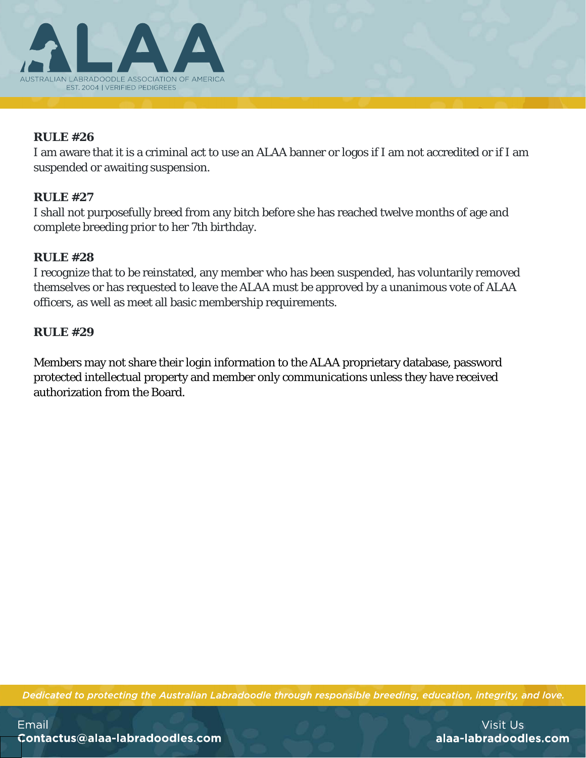**RULE #26**

I am aware that it is a criminal act to use an ALAA banner or logos if I am not accredited or if I am suspended or awaiting suspension.

**RULE #27**

I shall not purposefully breed from any bitch before she has reached twelve months of age and complete breeding prior to her 7th birthday.

**RULE #28**

I recognize that to be reinstated, any member who has been suspended, has voluntarily removed themselves or has requested to leave the ALAA must be approved by a unanimous vote of ALAA officers, as well as meet all basic membership requirements.

**RULE #29**

Members may not share their login information to the ALAA proprietary database, password protected intellectual property and member only communications unless they have received authorization from the Board.